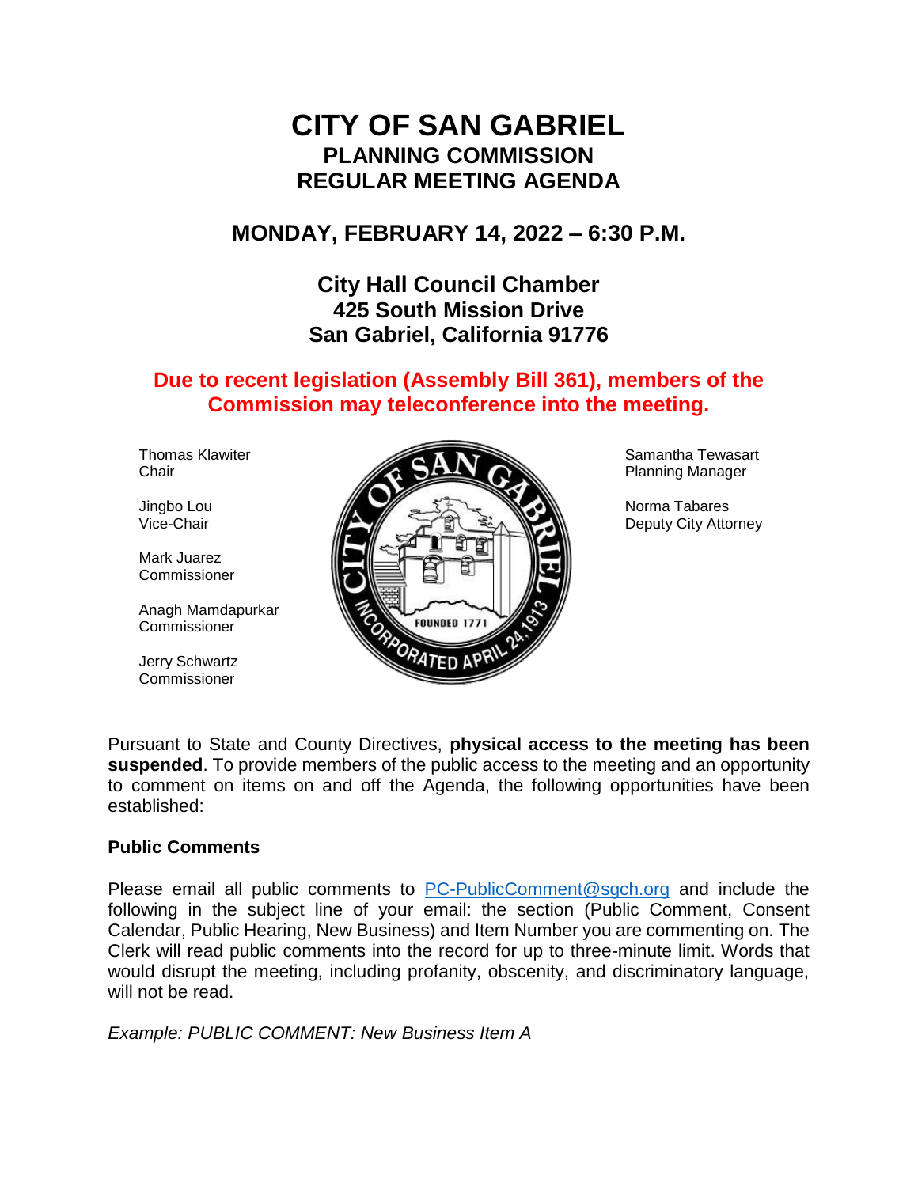# CITY OF SAN GABRIEL
## PLANNING COMMISSION
## REGULAR MEETING AGENDA

## MONDAY, FEBRUARY 14, 2022 – 6:30 P.M.

### City Hall Council Chamber
### 425 South Mission Drive
### San Gabriel, California 91776

**Due to recent legislation (Assembly Bill 361), members of the Commission may teleconference into the meeting.**

Thomas Klawiter
Chair

Jingbo Lou
Vice-Chair

Mark Juarez
Commissioner

Anagh Mamdapurkar
Commissioner

Jerry Schwartz
Commissioner

Samantha Tewasart
Planning Manager

Norma Tabares
Deputy City Attorney

Pursuant to State and County Directives, **physical access to the meeting has been suspended**. To provide members of the public access to the meeting and an opportunity to comment on items on and off the Agenda, the following opportunities have been established:

**Public Comments**

Please email all public comments to PC-PublicComment@sgch.org and include the following in the subject line of your email: the section (Public Comment, Consent Calendar, Public Hearing, New Business) and Item Number you are commenting on. The Clerk will read public comments into the record for up to three-minute limit. Words that would disrupt the meeting, including profanity, obscenity, and discriminatory language, will not be read.

*Example: PUBLIC COMMENT: New Business Item A*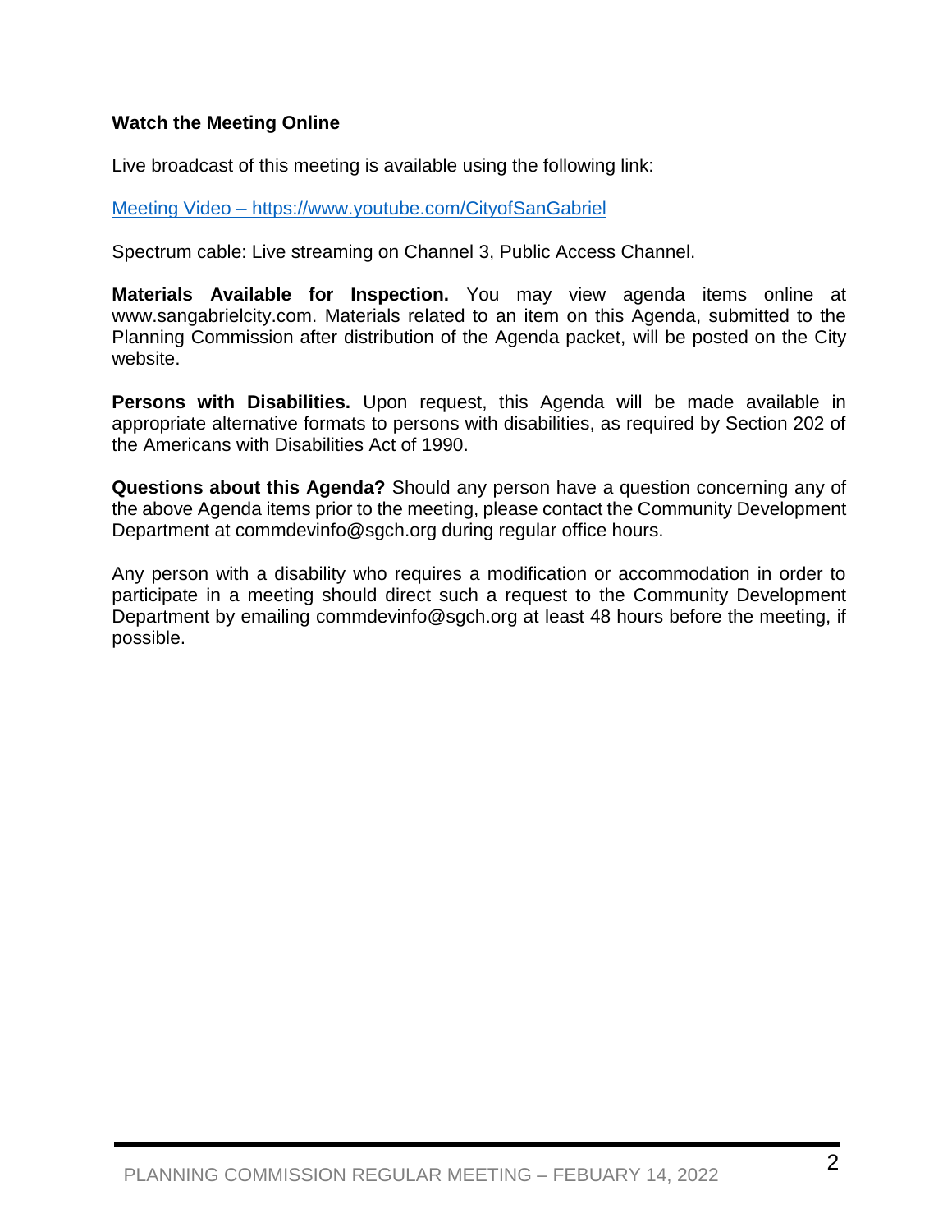**Watch the Meeting Online**

Live broadcast of this meeting is available using the following link:

[Meeting Video – https://www.youtube.com/CityofSanGabriel](https://www.youtube.com/CityofSanGabriel)

Spectrum cable: Live streaming on Channel 3, Public Access Channel.

**Materials Available for Inspection.** You may view agenda items online at www.sangabrielcity.com. Materials related to an item on this Agenda, submitted to the Planning Commission after distribution of the Agenda packet, will be posted on the City website.

**Persons with Disabilities.** Upon request, this Agenda will be made available in appropriate alternative formats to persons with disabilities, as required by Section 202 of the Americans with Disabilities Act of 1990.

**Questions about this Agenda?** Should any person have a question concerning any of the above Agenda items prior to the meeting, please contact the Community Development Department at commdevinfo@sgch.org during regular office hours.

Any person with a disability who requires a modification or accommodation in order to participate in a meeting should direct such a request to the Community Development Department by emailing commdevinfo@sgch.org at least 48 hours before the meeting, if possible.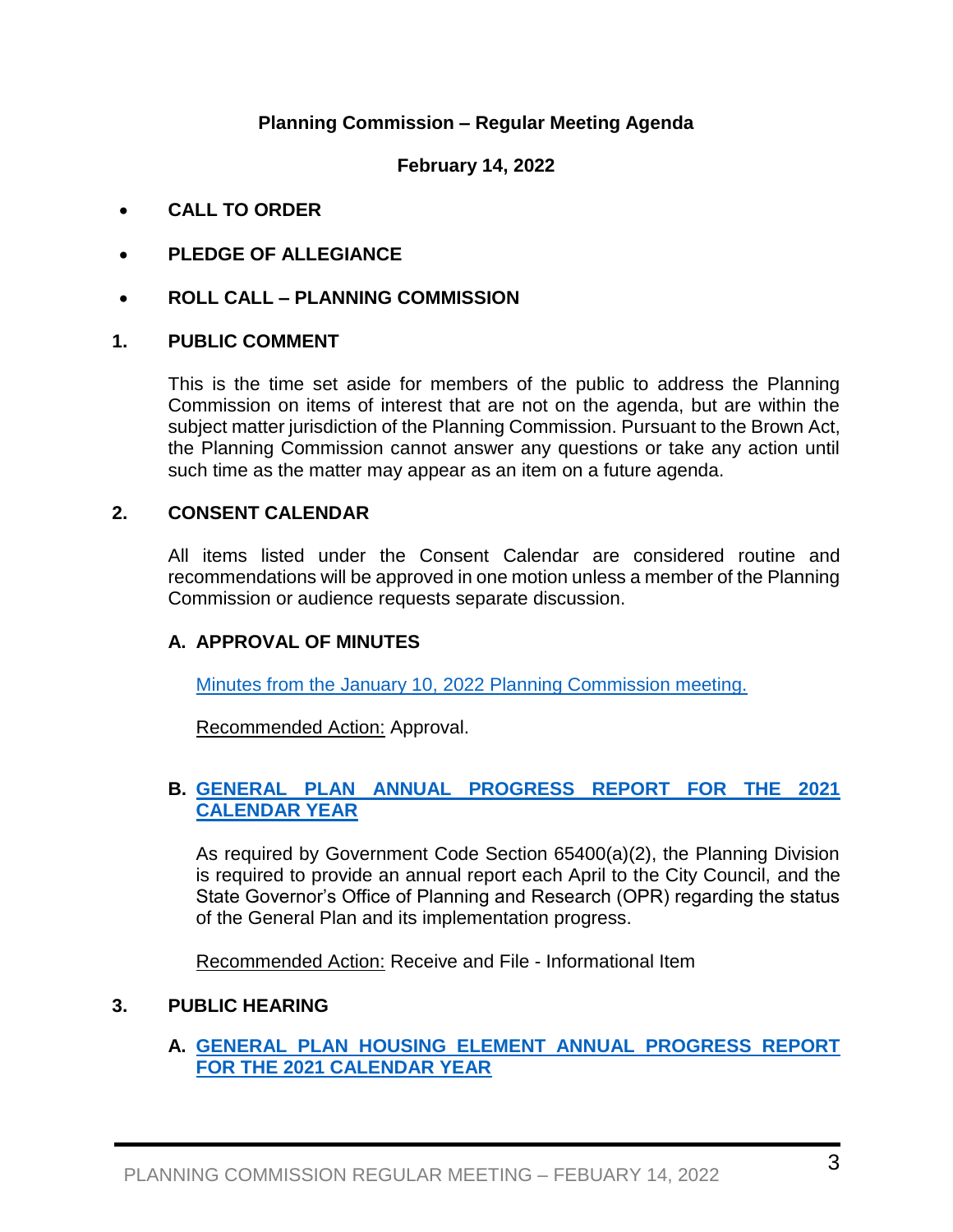**Planning Commission – Regular Meeting Agenda**

**February 14, 2022**

- **CALL TO ORDER**
- **PLEDGE OF ALLEGIANCE**
- **ROLL CALL – PLANNING COMMISSION**

**1. PUBLIC COMMENT**

This is the time set aside for members of the public to address the Planning Commission on items of interest that are not on the agenda, but are within the subject matter jurisdiction of the Planning Commission. Pursuant to the Brown Act, the Planning Commission cannot answer any questions or take any action until such time as the matter may appear as an item on a future agenda.

**2. CONSENT CALENDAR**

All items listed under the Consent Calendar are considered routine and recommendations will be approved in one motion unless a member of the Planning Commission or audience requests separate discussion.

**A. APPROVAL OF MINUTES**

Minutes from the January 10, 2022 Planning Commission meeting.

Recommended Action: Approval.

**B. GENERAL PLAN ANNUAL PROGRESS REPORT FOR THE 2021 CALENDAR YEAR**

As required by Government Code Section 65400(a)(2), the Planning Division is required to provide an annual report each April to the City Council, and the State Governor's Office of Planning and Research (OPR) regarding the status of the General Plan and its implementation progress.

Recommended Action: Receive and File - Informational Item

**3. PUBLIC HEARING**

**A. GENERAL PLAN HOUSING ELEMENT ANNUAL PROGRESS REPORT FOR THE 2021 CALENDAR YEAR**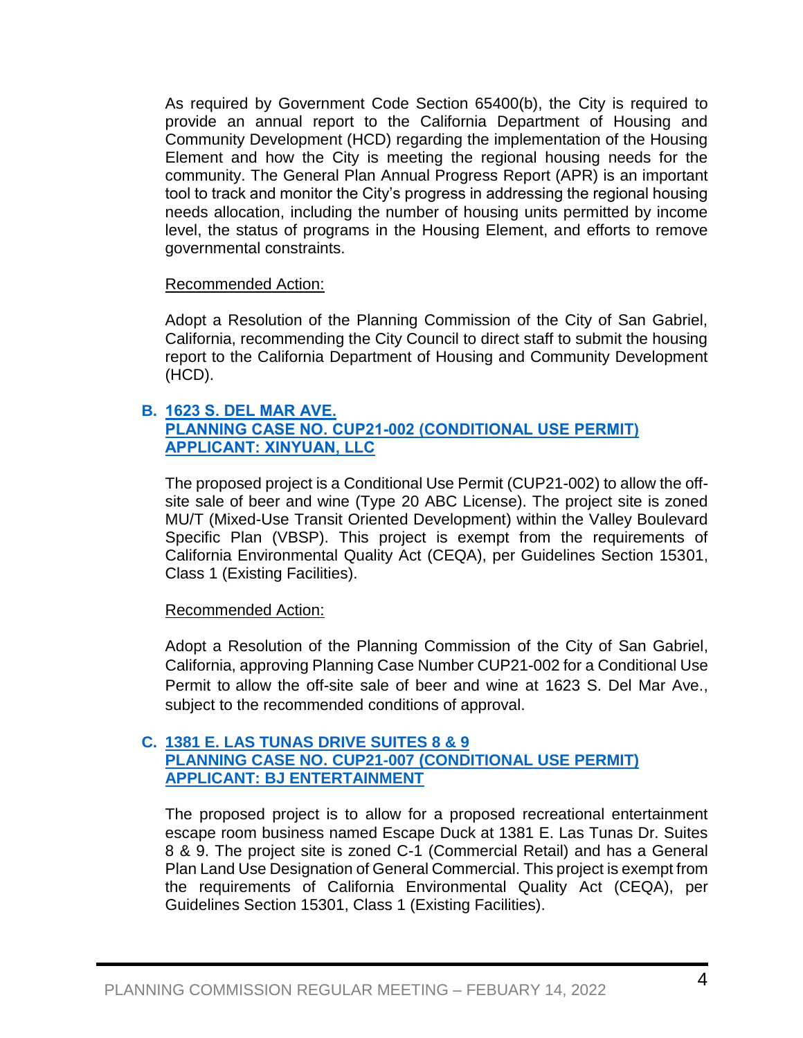As required by Government Code Section 65400(b), the City is required to provide an annual report to the California Department of Housing and Community Development (HCD) regarding the implementation of the Housing Element and how the City is meeting the regional housing needs for the community. The General Plan Annual Progress Report (APR) is an important tool to track and monitor the City's progress in addressing the regional housing needs allocation, including the number of housing units permitted by income level, the status of programs in the Housing Element, and efforts to remove governmental constraints.

Recommended Action:

Adopt a Resolution of the Planning Commission of the City of San Gabriel, California, recommending the City Council to direct staff to submit the housing report to the California Department of Housing and Community Development (HCD).

**B. 1623 S. DEL MAR AVE.**
**PLANNING CASE NO. CUP21-002 (CONDITIONAL USE PERMIT)**
**APPLICANT: XINYUAN, LLC**

The proposed project is a Conditional Use Permit (CUP21-002) to allow the off-site sale of beer and wine (Type 20 ABC License). The project site is zoned MU/T (Mixed-Use Transit Oriented Development) within the Valley Boulevard Specific Plan (VBSP). This project is exempt from the requirements of California Environmental Quality Act (CEQA), per Guidelines Section 15301, Class 1 (Existing Facilities).

Recommended Action:

Adopt a Resolution of the Planning Commission of the City of San Gabriel, California, approving Planning Case Number CUP21-002 for a Conditional Use Permit to allow the off-site sale of beer and wine at 1623 S. Del Mar Ave., subject to the recommended conditions of approval.

**C. 1381 E. LAS TUNAS DRIVE SUITES 8 & 9**
**PLANNING CASE NO. CUP21-007 (CONDITIONAL USE PERMIT)**
**APPLICANT: BJ ENTERTAINMENT**

The proposed project is to allow for a proposed recreational entertainment escape room business named Escape Duck at 1381 E. Las Tunas Dr. Suites 8 & 9. The project site is zoned C-1 (Commercial Retail) and has a General Plan Land Use Designation of General Commercial. This project is exempt from the requirements of California Environmental Quality Act (CEQA), per Guidelines Section 15301, Class 1 (Existing Facilities).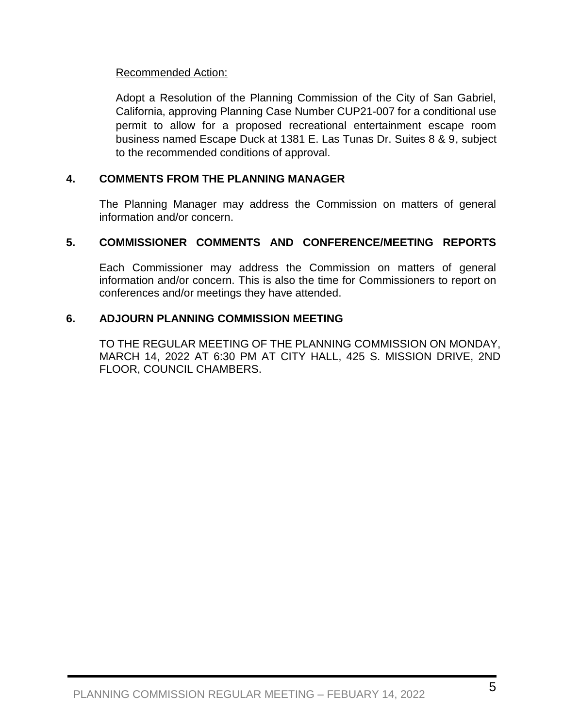Recommended Action:

Adopt a Resolution of the Planning Commission of the City of San Gabriel, California, approving Planning Case Number CUP21-007 for a conditional use permit to allow for a proposed recreational entertainment escape room business named Escape Duck at 1381 E. Las Tunas Dr. Suites 8 & 9, subject to the recommended conditions of approval.

## 4. COMMENTS FROM THE PLANNING MANAGER

The Planning Manager may address the Commission on matters of general information and/or concern.

## 5. COMMISSIONER COMMENTS AND CONFERENCE/MEETING REPORTS

Each Commissioner may address the Commission on matters of general information and/or concern. This is also the time for Commissioners to report on conferences and/or meetings they have attended.

## 6. ADJOURN PLANNING COMMISSION MEETING

TO THE REGULAR MEETING OF THE PLANNING COMMISSION ON MONDAY, MARCH 14, 2022 AT 6:30 PM AT CITY HALL, 425 S. MISSION DRIVE, 2ND FLOOR, COUNCIL CHAMBERS.